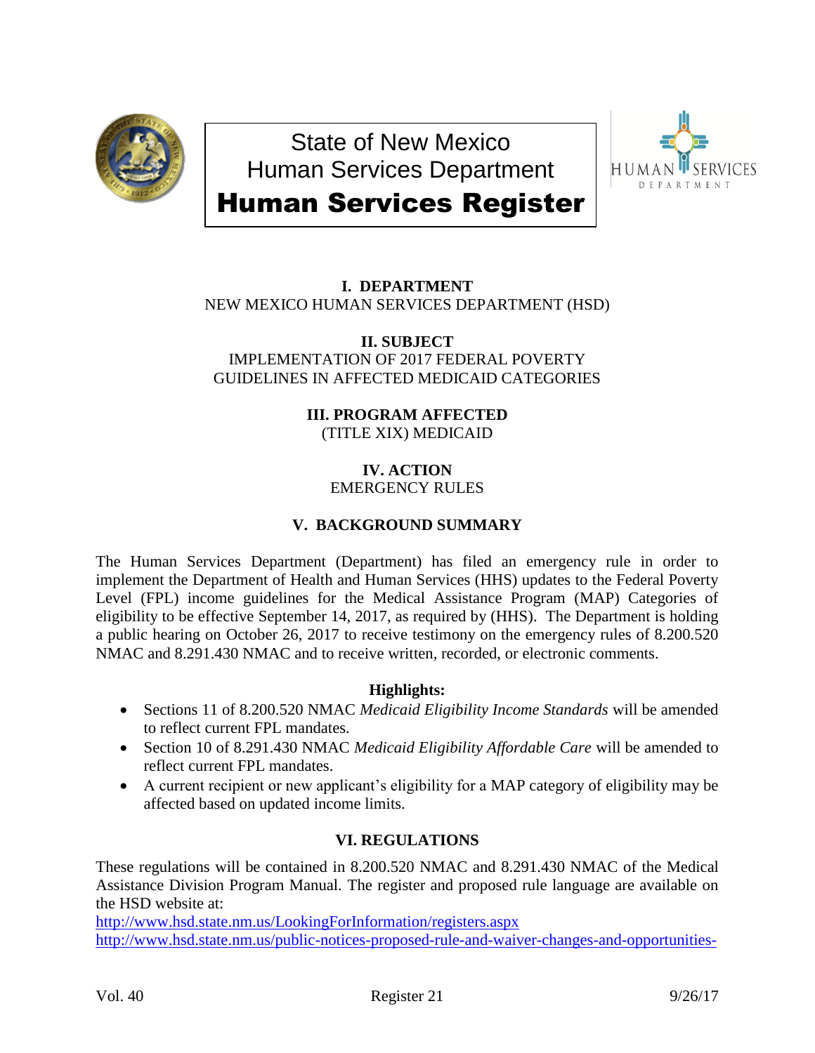# State of New Mexico
# Human Services Department
# Human Services Register

**I. DEPARTMENT**
NEW MEXICO HUMAN SERVICES DEPARTMENT (HSD)

**II. SUBJECT**
IMPLEMENTATION OF 2017 FEDERAL POVERTY GUIDELINES IN AFFECTED MEDICAID CATEGORIES

**III. PROGRAM AFFECTED**
(TITLE XIX) MEDICAID

**IV. ACTION**
EMERGENCY RULES

**V. BACKGROUND SUMMARY**

The Human Services Department (Department) has filed an emergency rule in order to implement the Department of Health and Human Services (HHS) updates to the Federal Poverty Level (FPL) income guidelines for the Medical Assistance Program (MAP) Categories of eligibility to be effective September 14, 2017, as required by (HHS). The Department is holding a public hearing on October 26, 2017 to receive testimony on the emergency rules of 8.200.520 NMAC and 8.291.430 NMAC and to receive written, recorded, or electronic comments.

**Highlights:**

- Sections 11 of 8.200.520 NMAC *Medicaid Eligibility Income Standards* will be amended to reflect current FPL mandates.
- Section 10 of 8.291.430 NMAC *Medicaid Eligibility Affordable Care* will be amended to reflect current FPL mandates.
- A current recipient or new applicant's eligibility for a MAP category of eligibility may be affected based on updated income limits.

**VI. REGULATIONS**

These regulations will be contained in 8.200.520 NMAC and 8.291.430 NMAC of the Medical Assistance Division Program Manual. The register and proposed rule language are available on the HSD website at:
http://www.hsd.state.nm.us/LookingForInformation/registers.aspx
http://www.hsd.state.nm.us/public-notices-proposed-rule-and-waiver-changes-and-opportunities-

Vol. 40 Register 21 9/26/17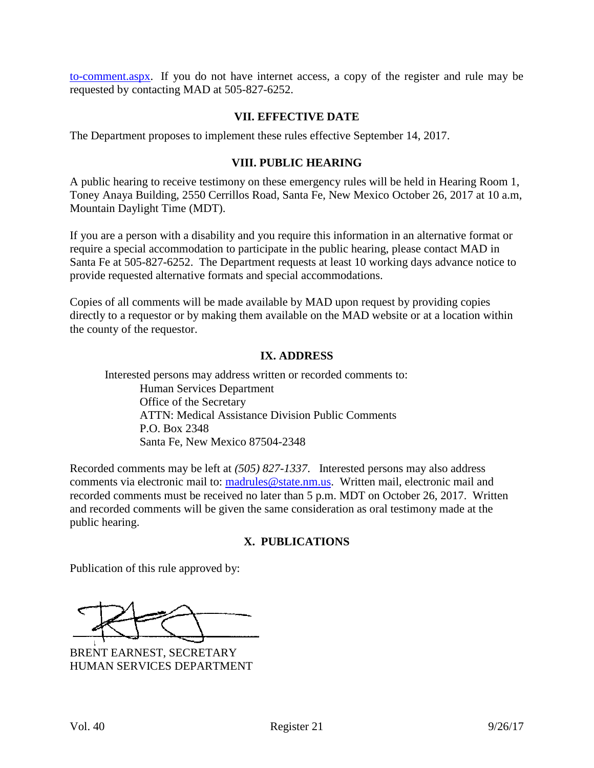to-comment.aspx. If you do not have internet access, a copy of the register and rule may be requested by contacting MAD at 505-827-6252.

## VII. EFFECTIVE DATE

The Department proposes to implement these rules effective September 14, 2017.

## VIII. PUBLIC HEARING

A public hearing to receive testimony on these emergency rules will be held in Hearing Room 1, Toney Anaya Building, 2550 Cerrillos Road, Santa Fe, New Mexico October 26, 2017 at 10 a.m, Mountain Daylight Time (MDT).

If you are a person with a disability and you require this information in an alternative format or require a special accommodation to participate in the public hearing, please contact MAD in Santa Fe at 505-827-6252. The Department requests at least 10 working days advance notice to provide requested alternative formats and special accommodations.

Copies of all comments will be made available by MAD upon request by providing copies directly to a requestor or by making them available on the MAD website or at a location within the county of the requestor.

## IX. ADDRESS

Interested persons may address written or recorded comments to:

Human Services Department
Office of the Secretary
ATTN: Medical Assistance Division Public Comments
P.O. Box 2348
Santa Fe, New Mexico 87504-2348

Recorded comments may be left at *(505) 827-1337*. Interested persons may also address comments via electronic mail to: madrules@state.nm.us. Written mail, electronic mail and recorded comments must be received no later than 5 p.m. MDT on October 26, 2017. Written and recorded comments will be given the same consideration as oral testimony made at the public hearing.

## X. PUBLICATIONS

Publication of this rule approved by:

BRENT EARNEST, SECRETARY
HUMAN SERVICES DEPARTMENT